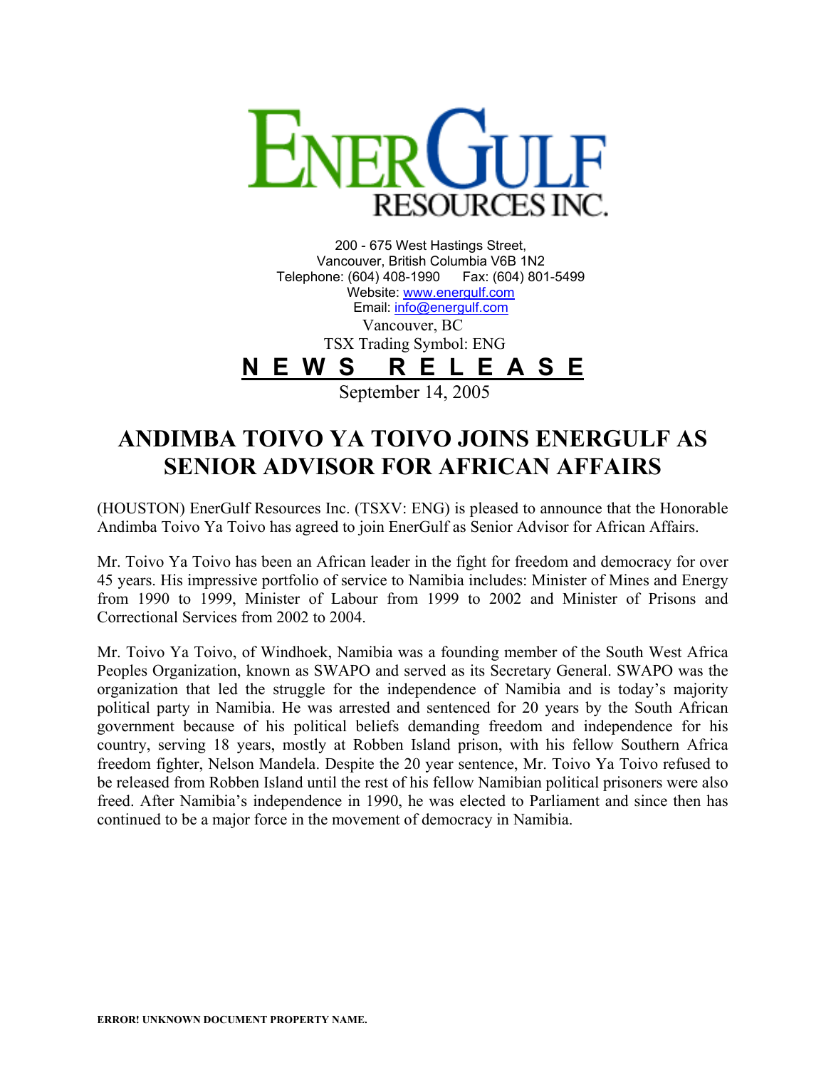# ENERGULF RESOURCES INC.

200 - 675 West Hastings Street,
Vancouver, British Columbia V6B 1N2
Telephone: (604) 408-1990 Fax: (604) 801-5499
Website: www.energulf.com
Email: info@energulf.com

Vancouver, BC
TSX Trading Symbol: ENG

**N E W S R E L E A S E**

September 14, 2005

## ANDIMBA TOIVO YA TOIVO JOINS ENERGULF AS SENIOR ADVISOR FOR AFRICAN AFFAIRS

(HOUSTON) EnerGulf Resources Inc. (TSXV: ENG) is pleased to announce that the Honorable Andimba Toivo Ya Toivo has agreed to join EnerGulf as Senior Advisor for African Affairs.

Mr. Toivo Ya Toivo has been an African leader in the fight for freedom and democracy for over 45 years. His impressive portfolio of service to Namibia includes: Minister of Mines and Energy from 1990 to 1999, Minister of Labour from 1999 to 2002 and Minister of Prisons and Correctional Services from 2002 to 2004.

Mr. Toivo Ya Toivo, of Windhoek, Namibia was a founding member of the South West Africa Peoples Organization, known as SWAPO and served as its Secretary General. SWAPO was the organization that led the struggle for the independence of Namibia and is today's majority political party in Namibia. He was arrested and sentenced for 20 years by the South African government because of his political beliefs demanding freedom and independence for his country, serving 18 years, mostly at Robben Island prison, with his fellow Southern Africa freedom fighter, Nelson Mandela. Despite the 20 year sentence, Mr. Toivo Ya Toivo refused to be released from Robben Island until the rest of his fellow Namibian political prisoners were also freed. After Namibia's independence in 1990, he was elected to Parliament and since then has continued to be a major force in the movement of democracy in Namibia.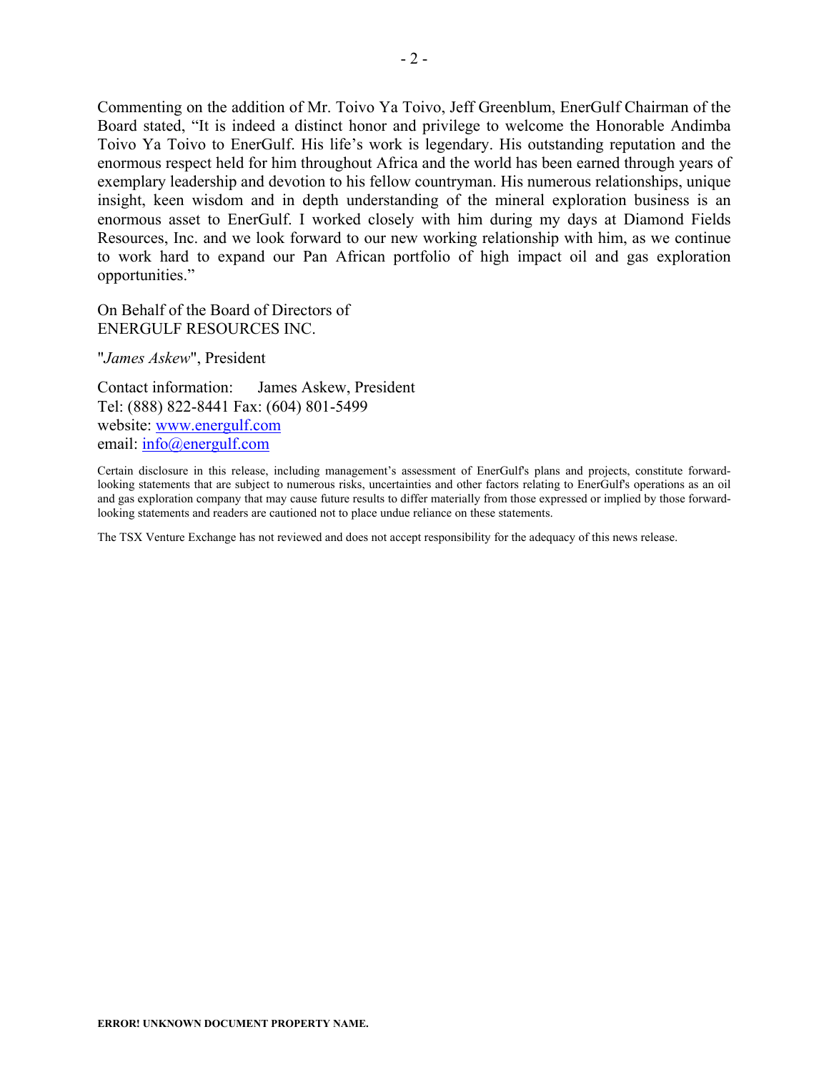Commenting on the addition of Mr. Toivo Ya Toivo, Jeff Greenblum, EnerGulf Chairman of the Board stated, "It is indeed a distinct honor and privilege to welcome the Honorable Andimba Toivo Ya Toivo to EnerGulf. His life's work is legendary. His outstanding reputation and the enormous respect held for him throughout Africa and the world has been earned through years of exemplary leadership and devotion to his fellow countryman. His numerous relationships, unique insight, keen wisdom and in depth understanding of the mineral exploration business is an enormous asset to EnerGulf. I worked closely with him during my days at Diamond Fields Resources, Inc. and we look forward to our new working relationship with him, as we continue to work hard to expand our Pan African portfolio of high impact oil and gas exploration opportunities."

On Behalf of the Board of Directors of
ENERGULF RESOURCES INC.

"*James Askew*", President

Contact information: James Askew, President
Tel: (888) 822-8441 Fax: (604) 801-5499
website: www.energulf.com
email: info@energulf.com

Certain disclosure in this release, including management's assessment of EnerGulf's plans and projects, constitute forward-looking statements that are subject to numerous risks, uncertainties and other factors relating to EnerGulf's operations as an oil and gas exploration company that may cause future results to differ materially from those expressed or implied by those forward-looking statements and readers are cautioned not to place undue reliance on these statements.

The TSX Venture Exchange has not reviewed and does not accept responsibility for the adequacy of this news release.

**ERROR! UNKNOWN DOCUMENT PROPERTY NAME.**